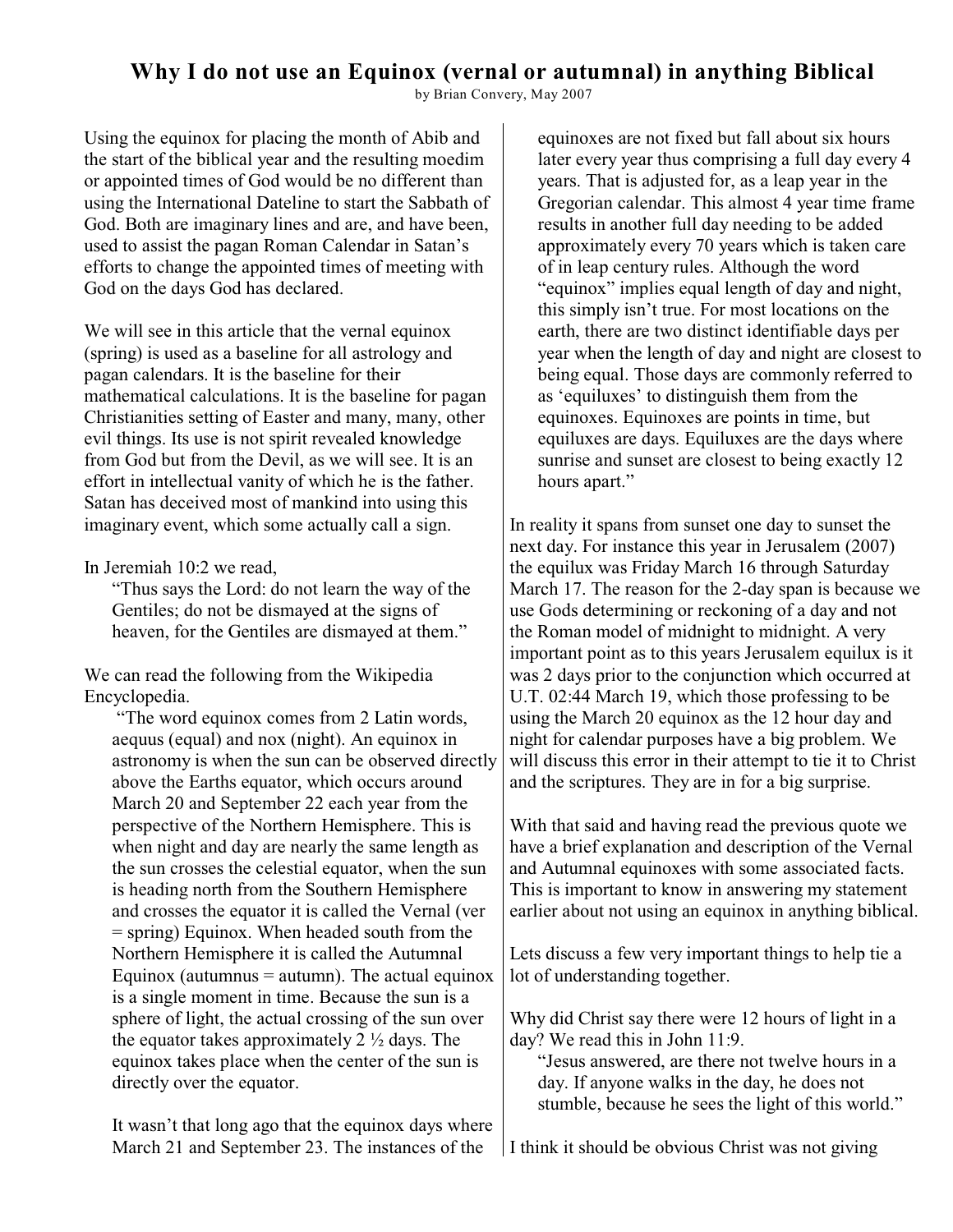# Why I do not use an Equinox (vernal or autumnal) in anything Biblical

by Brian Convery, May 2007

Using the equinox for placing the month of Abib and the start of the biblical year and the resulting moedim or appointed times of God would be no different than using the International Dateline to start the Sabbath of God. Both are imaginary lines and are, and have been, used to assist the pagan Roman Calendar in Satan's efforts to change the appointed times of meeting with God on the days God has declared.

We will see in this article that the vernal equinox (spring) is used as a baseline for all astrology and pagan calendars. It is the baseline for their mathematical calculations. It is the baseline for pagan Christianities setting of Easter and many, many, other evil things. Its use is not spirit revealed knowledge from God but from the Devil, as we will see. It is an effort in intellectual vanity of which he is the father. Satan has deceived most of mankind into using this imaginary event, which some actually call a sign.

In Jeremiah 10:2 we read,

> "Thus says the Lord: do not learn the way of the Gentiles; do not be dismayed at the signs of heaven, for the Gentiles are dismayed at them."

We can read the following from the Wikipedia Encyclopedia.

> "The word equinox comes from 2 Latin words, aequus (equal) and nox (night). An equinox in astronomy is when the sun can be observed directly above the Earths equator, which occurs around March 20 and September 22 each year from the perspective of the Northern Hemisphere. This is when night and day are nearly the same length as the sun crosses the celestial equator, when the sun is heading north from the Southern Hemisphere and crosses the equator it is called the Vernal (ver = spring) Equinox. When headed south from the Northern Hemisphere it is called the Autumnal Equinox (autumnus = autumn). The actual equinox is a single moment in time. Because the sun is a sphere of light, the actual crossing of the sun over the equator takes approximately 2 ½ days. The equinox takes place when the center of the sun is directly over the equator.
>
> It wasn't that long ago that the equinox days where March 21 and September 23. The instances of the equinoxes are not fixed but fall about six hours later every year thus comprising a full day every 4 years. That is adjusted for, as a leap year in the Gregorian calendar. This almost 4 year time frame results in another full day needing to be added approximately every 70 years which is taken care of in leap century rules. Although the word "equinox" implies equal length of day and night, this simply isn't true. For most locations on the earth, there are two distinct identifiable days per year when the length of day and night are closest to being equal. Those days are commonly referred to as 'equiluxes' to distinguish them from the equinoxes. Equinoxes are points in time, but equiluxes are days. Equiluxes are the days where sunrise and sunset are closest to being exactly 12 hours apart."

In reality it spans from sunset one day to sunset the next day. For instance this year in Jerusalem (2007) the equilux was Friday March 16 through Saturday March 17. The reason for the 2-day span is because we use Gods determining or reckoning of a day and not the Roman model of midnight to midnight. A very important point as to this years Jerusalem equilux is it was 2 days prior to the conjunction which occurred at U.T. 02:44 March 19, which those professing to be using the March 20 equinox as the 12 hour day and night for calendar purposes have a big problem. We will discuss this error in their attempt to tie it to Christ and the scriptures. They are in for a big surprise.

With that said and having read the previous quote we have a brief explanation and description of the Vernal and Autumnal equinoxes with some associated facts. This is important to know in answering my statement earlier about not using an equinox in anything biblical.

Lets discuss a few very important things to help tie a lot of understanding together.

Why did Christ say there were 12 hours of light in a day? We read this in John 11:9.

> "Jesus answered, are there not twelve hours in a day. If anyone walks in the day, he does not stumble, because he sees the light of this world."

I think it should be obvious Christ was not giving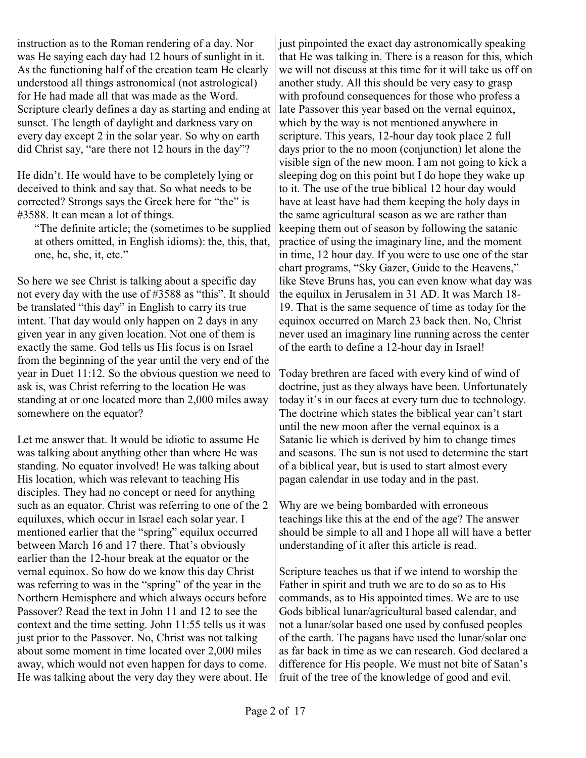instruction as to the Roman rendering of a day. Nor was He saying each day had 12 hours of sunlight in it. As the functioning half of the creation team He clearly understood all things astronomical (not astrological) for He had made all that was made as the Word. Scripture clearly defines a day as starting and ending at sunset. The length of daylight and darkness vary on every day except 2 in the solar year. So why on earth did Christ say, "are there not 12 hours in the day"?

He didn't. He would have to be completely lying or deceived to think and say that. So what needs to be corrected? Strongs says the Greek here for "the" is #3588. It can mean a lot of things.

> "The definite article; the (sometimes to be supplied at others omitted, in English idioms): the, this, that, one, he, she, it, etc."

So here we see Christ is talking about a specific day not every day with the use of #3588 as "this". It should be translated "this day" in English to carry its true intent. That day would only happen on 2 days in any given year in any given location. Not one of them is exactly the same. God tells us His focus is on Israel from the beginning of the year until the very end of the year in Duet 11:12. So the obvious question we need to ask is, was Christ referring to the location He was standing at or one located more than 2,000 miles away somewhere on the equator?

Let me answer that. It would be idiotic to assume He was talking about anything other than where He was standing. No equator involved! He was talking about His location, which was relevant to teaching His disciples. They had no concept or need for anything such as an equator. Christ was referring to one of the 2 equiluxes, which occur in Israel each solar year. I mentioned earlier that the "spring" equilux occurred between March 16 and 17 there. That's obviously earlier than the 12-hour break at the equator or the vernal equinox. So how do we know this day Christ was referring to was in the "spring" of the year in the Northern Hemisphere and which always occurs before Passover? Read the text in John 11 and 12 to see the context and the time setting. John 11:55 tells us it was just prior to the Passover. No, Christ was not talking about some moment in time located over 2,000 miles away, which would not even happen for days to come. He was talking about the very day they were about. He just pinpointed the exact day astronomically speaking that He was talking in. There is a reason for this, which we will not discuss at this time for it will take us off on another study. All this should be very easy to grasp with profound consequences for those who profess a late Passover this year based on the vernal equinox, which by the way is not mentioned anywhere in scripture. This years, 12-hour day took place 2 full days prior to the no moon (conjunction) let alone the visible sign of the new moon. I am not going to kick a sleeping dog on this point but I do hope they wake up to it. The use of the true biblical 12 hour day would have at least have had them keeping the holy days in the same agricultural season as we are rather than keeping them out of season by following the satanic practice of using the imaginary line, and the moment in time, 12 hour day. If you were to use one of the star chart programs, "Sky Gazer, Guide to the Heavens," like Steve Bruns has, you can even know what day was the equilux in Jerusalem in 31 AD. It was March 18-19. That is the same sequence of time as today for the equinox occurred on March 23 back then. No, Christ never used an imaginary line running across the center of the earth to define a 12-hour day in Israel!

Today brethren are faced with every kind of wind of doctrine, just as they always have been. Unfortunately today it's in our faces at every turn due to technology. The doctrine which states the biblical year can't start until the new moon after the vernal equinox is a Satanic lie which is derived by him to change times and seasons. The sun is not used to determine the start of a biblical year, but is used to start almost every pagan calendar in use today and in the past.

Why are we being bombarded with erroneous teachings like this at the end of the age? The answer should be simple to all and I hope all will have a better understanding of it after this article is read.

Scripture teaches us that if we intend to worship the Father in spirit and truth we are to do so as to His commands, as to His appointed times. We are to use Gods biblical lunar/agricultural based calendar, and not a lunar/solar based one used by confused peoples of the earth. The pagans have used the lunar/solar one as far back in time as we can research. God declared a difference for His people. We must not bite of Satan's fruit of the tree of the knowledge of good and evil.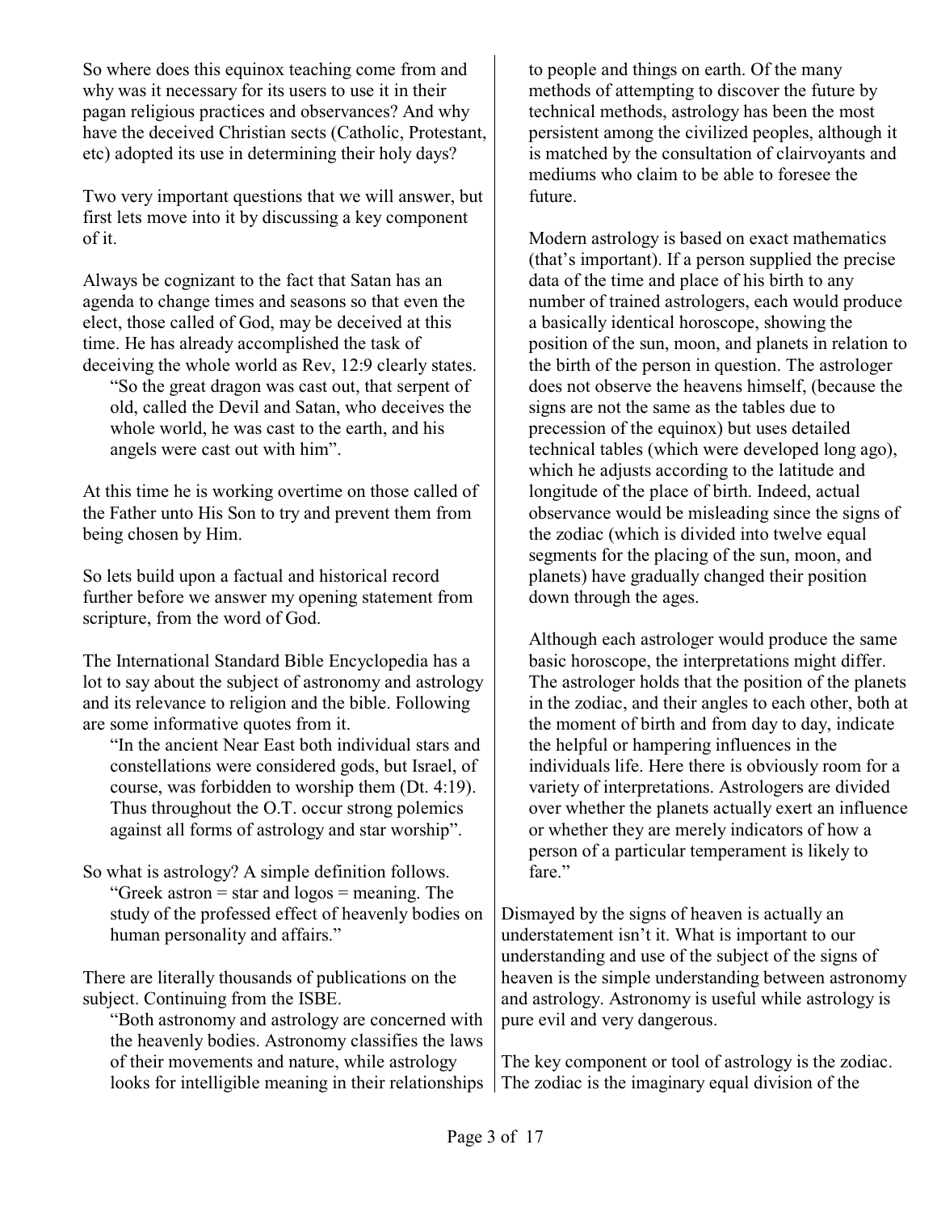So where does this equinox teaching come from and why was it necessary for its users to use it in their pagan religious practices and observances? And why have the deceived Christian sects (Catholic, Protestant, etc) adopted its use in determining their holy days?

Two very important questions that we will answer, but first lets move into it by discussing a key component of it.

Always be cognizant to the fact that Satan has an agenda to change times and seasons so that even the elect, those called of God, may be deceived at this time. He has already accomplished the task of deceiving the whole world as Rev, 12:9 clearly states.

> "So the great dragon was cast out, that serpent of old, called the Devil and Satan, who deceives the whole world, he was cast to the earth, and his angels were cast out with him".

At this time he is working overtime on those called of the Father unto His Son to try and prevent them from being chosen by Him.

So lets build upon a factual and historical record further before we answer my opening statement from scripture, from the word of God.

The International Standard Bible Encyclopedia has a lot to say about the subject of astronomy and astrology and its relevance to religion and the bible. Following are some informative quotes from it.

> "In the ancient Near East both individual stars and constellations were considered gods, but Israel, of course, was forbidden to worship them (Dt. 4:19). Thus throughout the O.T. occur strong polemics against all forms of astrology and star worship".

So what is astrology? A simple definition follows.

> "Greek astron = star and logos = meaning. The study of the professed effect of heavenly bodies on human personality and affairs."

There are literally thousands of publications on the subject. Continuing from the ISBE.

> "Both astronomy and astrology are concerned with the heavenly bodies. Astronomy classifies the laws of their movements and nature, while astrology looks for intelligible meaning in their relationships to people and things on earth. Of the many methods of attempting to discover the future by technical methods, astrology has been the most persistent among the civilized peoples, although it is matched by the consultation of clairvoyants and mediums who claim to be able to foresee the future.
>
> Modern astrology is based on exact mathematics (that's important). If a person supplied the precise data of the time and place of his birth to any number of trained astrologers, each would produce a basically identical horoscope, showing the position of the sun, moon, and planets in relation to the birth of the person in question. The astrologer does not observe the heavens himself, (because the signs are not the same as the tables due to precession of the equinox) but uses detailed technical tables (which were developed long ago), which he adjusts according to the latitude and longitude of the place of birth. Indeed, actual observance would be misleading since the signs of the zodiac (which is divided into twelve equal segments for the placing of the sun, moon, and planets) have gradually changed their position down through the ages.
>
> Although each astrologer would produce the same basic horoscope, the interpretations might differ. The astrologer holds that the position of the planets in the zodiac, and their angles to each other, both at the moment of birth and from day to day, indicate the helpful or hampering influences in the individuals life. Here there is obviously room for a variety of interpretations. Astrologers are divided over whether the planets actually exert an influence or whether they are merely indicators of how a person of a particular temperament is likely to fare."

Dismayed by the signs of heaven is actually an understatement isn't it. What is important to our understanding and use of the subject of the signs of heaven is the simple understanding between astronomy and astrology. Astronomy is useful while astrology is pure evil and very dangerous.

The key component or tool of astrology is the zodiac. The zodiac is the imaginary equal division of the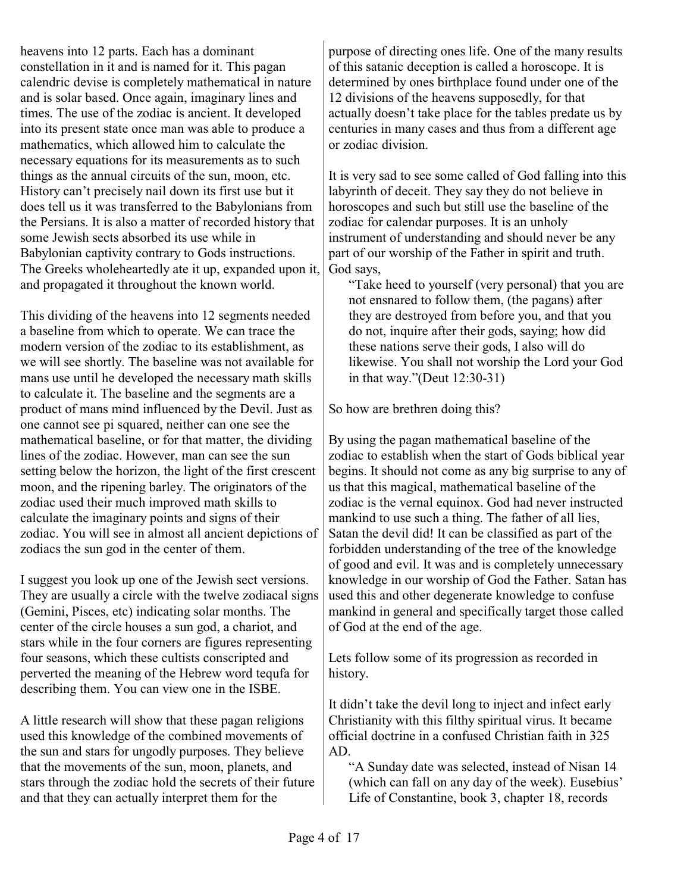heavens into 12 parts. Each has a dominant constellation in it and is named for it. This pagan calendric devise is completely mathematical in nature and is solar based. Once again, imaginary lines and times. The use of the zodiac is ancient. It developed into its present state once man was able to produce a mathematics, which allowed him to calculate the necessary equations for its measurements as to such things as the annual circuits of the sun, moon, etc. History can't precisely nail down its first use but it does tell us it was transferred to the Babylonians from the Persians. It is also a matter of recorded history that some Jewish sects absorbed its use while in Babylonian captivity contrary to Gods instructions. The Greeks wholeheartedly ate it up, expanded upon it, and propagated it throughout the known world.

This dividing of the heavens into 12 segments needed a baseline from which to operate. We can trace the modern version of the zodiac to its establishment, as we will see shortly. The baseline was not available for mans use until he developed the necessary math skills to calculate it. The baseline and the segments are a product of mans mind influenced by the Devil. Just as one cannot see pi squared, neither can one see the mathematical baseline, or for that matter, the dividing lines of the zodiac. However, man can see the sun setting below the horizon, the light of the first crescent moon, and the ripening barley. The originators of the zodiac used their much improved math skills to calculate the imaginary points and signs of their zodiac. You will see in almost all ancient depictions of zodiacs the sun god in the center of them.

I suggest you look up one of the Jewish sect versions. They are usually a circle with the twelve zodiacal signs (Gemini, Pisces, etc) indicating solar months. The center of the circle houses a sun god, a chariot, and stars while in the four corners are figures representing four seasons, which these cultists conscripted and perverted the meaning of the Hebrew word tequfa for describing them. You can view one in the ISBE.

A little research will show that these pagan religions used this knowledge of the combined movements of the sun and stars for ungodly purposes. They believe that the movements of the sun, moon, planets, and stars through the zodiac hold the secrets of their future and that they can actually interpret them for the purpose of directing ones life. One of the many results of this satanic deception is called a horoscope. It is determined by ones birthplace found under one of the 12 divisions of the heavens supposedly, for that actually doesn't take place for the tables predate us by centuries in many cases and thus from a different age or zodiac division.

It is very sad to see some called of God falling into this labyrinth of deceit. They say they do not believe in horoscopes and such but still use the baseline of the zodiac for calendar purposes. It is an unholy instrument of understanding and should never be any part of our worship of the Father in spirit and truth. God says,

> "Take heed to yourself (very personal) that you are not ensnared to follow them, (the pagans) after they are destroyed from before you, and that you do not, inquire after their gods, saying; how did these nations serve their gods, I also will do likewise. You shall not worship the Lord your God in that way."(Deut 12:30-31)

So how are brethren doing this?

By using the pagan mathematical baseline of the zodiac to establish when the start of Gods biblical year begins. It should not come as any big surprise to any of us that this magical, mathematical baseline of the zodiac is the vernal equinox. God had never instructed mankind to use such a thing. The father of all lies, Satan the devil did! It can be classified as part of the forbidden understanding of the tree of the knowledge of good and evil. It was and is completely unnecessary knowledge in our worship of God the Father. Satan has used this and other degenerate knowledge to confuse mankind in general and specifically target those called of God at the end of the age.

Lets follow some of its progression as recorded in history.

It didn't take the devil long to inject and infect early Christianity with this filthy spiritual virus. It became official doctrine in a confused Christian faith in 325 AD.

> "A Sunday date was selected, instead of Nisan 14 (which can fall on any day of the week). Eusebius' Life of Constantine, book 3, chapter 18, records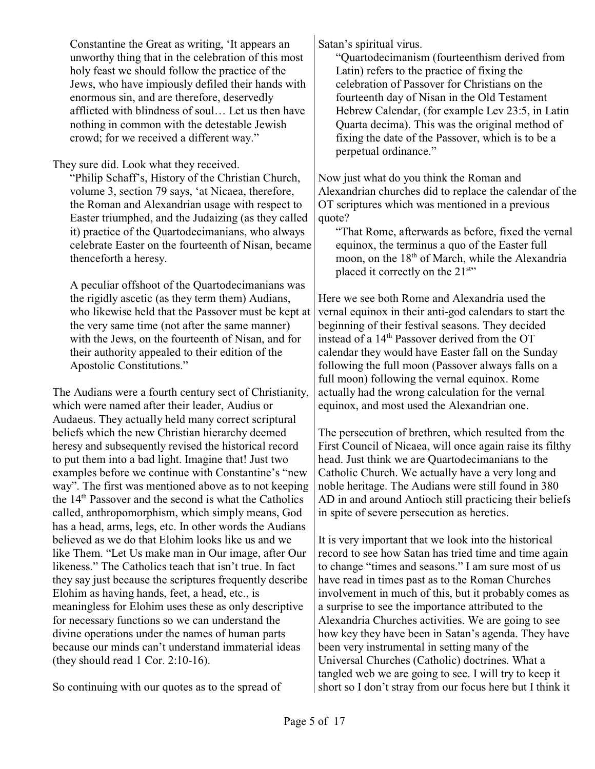Constantine the Great as writing, 'It appears an unworthy thing that in the celebration of this most holy feast we should follow the practice of the Jews, who have impiously defiled their hands with enormous sin, and are therefore, deservedly afflicted with blindness of soul… Let us then have nothing in common with the detestable Jewish crowd; for we received a different way."

They sure did. Look what they received.

> "Philip Schaff's, History of the Christian Church, volume 3, section 79 says, 'at Nicaea, therefore, the Roman and Alexandrian usage with respect to Easter triumphed, and the Judaizing (as they called it) practice of the Quartodecimanians, who always celebrate Easter on the fourteenth of Nisan, became thenceforth a heresy.
>
> A peculiar offshoot of the Quartodecimanians was the rigidly ascetic (as they term them) Audians, who likewise held that the Passover must be kept at the very same time (not after the same manner) with the Jews, on the fourteenth of Nisan, and for their authority appealed to their edition of the Apostolic Constitutions."

The Audians were a fourth century sect of Christianity, which were named after their leader, Audius or Audaeus. They actually held many correct scriptural beliefs which the new Christian hierarchy deemed heresy and subsequently revised the historical record to put them into a bad light. Imagine that! Just two examples before we continue with Constantine's "new way". The first was mentioned above as to not keeping the 14th Passover and the second is what the Catholics called, anthropomorphism, which simply means, God has a head, arms, legs, etc. In other words the Audians believed as we do that Elohim looks like us and we like Them. "Let Us make man in Our image, after Our likeness." The Catholics teach that isn't true. In fact they say just because the scriptures frequently describe Elohim as having hands, feet, a head, etc., is meaningless for Elohim uses these as only descriptive for necessary functions so we can understand the divine operations under the names of human parts because our minds can't understand immaterial ideas (they should read 1 Cor. 2:10-16).

So continuing with our quotes as to the spread of Satan's spiritual virus.

> "Quartodecimanism (fourteenthism derived from Latin) refers to the practice of fixing the celebration of Passover for Christians on the fourteenth day of Nisan in the Old Testament Hebrew Calendar, (for example Lev 23:5, in Latin Quarta decima). This was the original method of fixing the date of the Passover, which is to be a perpetual ordinance."

Now just what do you think the Roman and Alexandrian churches did to replace the calendar of the OT scriptures which was mentioned in a previous quote?

> "That Rome, afterwards as before, fixed the vernal equinox, the terminus a quo of the Easter full moon, on the 18th of March, while the Alexandria placed it correctly on the 21st"

Here we see both Rome and Alexandria used the vernal equinox in their anti-god calendars to start the beginning of their festival seasons. They decided instead of a 14th Passover derived from the OT calendar they would have Easter fall on the Sunday following the full moon (Passover always falls on a full moon) following the vernal equinox. Rome actually had the wrong calculation for the vernal equinox, and most used the Alexandrian one.

The persecution of brethren, which resulted from the First Council of Nicaea, will once again raise its filthy head. Just think we are Quartodecimanians to the Catholic Church. We actually have a very long and noble heritage. The Audians were still found in 380 AD in and around Antioch still practicing their beliefs in spite of severe persecution as heretics.

It is very important that we look into the historical record to see how Satan has tried time and time again to change "times and seasons." I am sure most of us have read in times past as to the Roman Churches involvement in much of this, but it probably comes as a surprise to see the importance attributed to the Alexandria Churches activities. We are going to see how key they have been in Satan's agenda. They have been very instrumental in setting many of the Universal Churches (Catholic) doctrines. What a tangled web we are going to see. I will try to keep it short so I don't stray from our focus here but I think it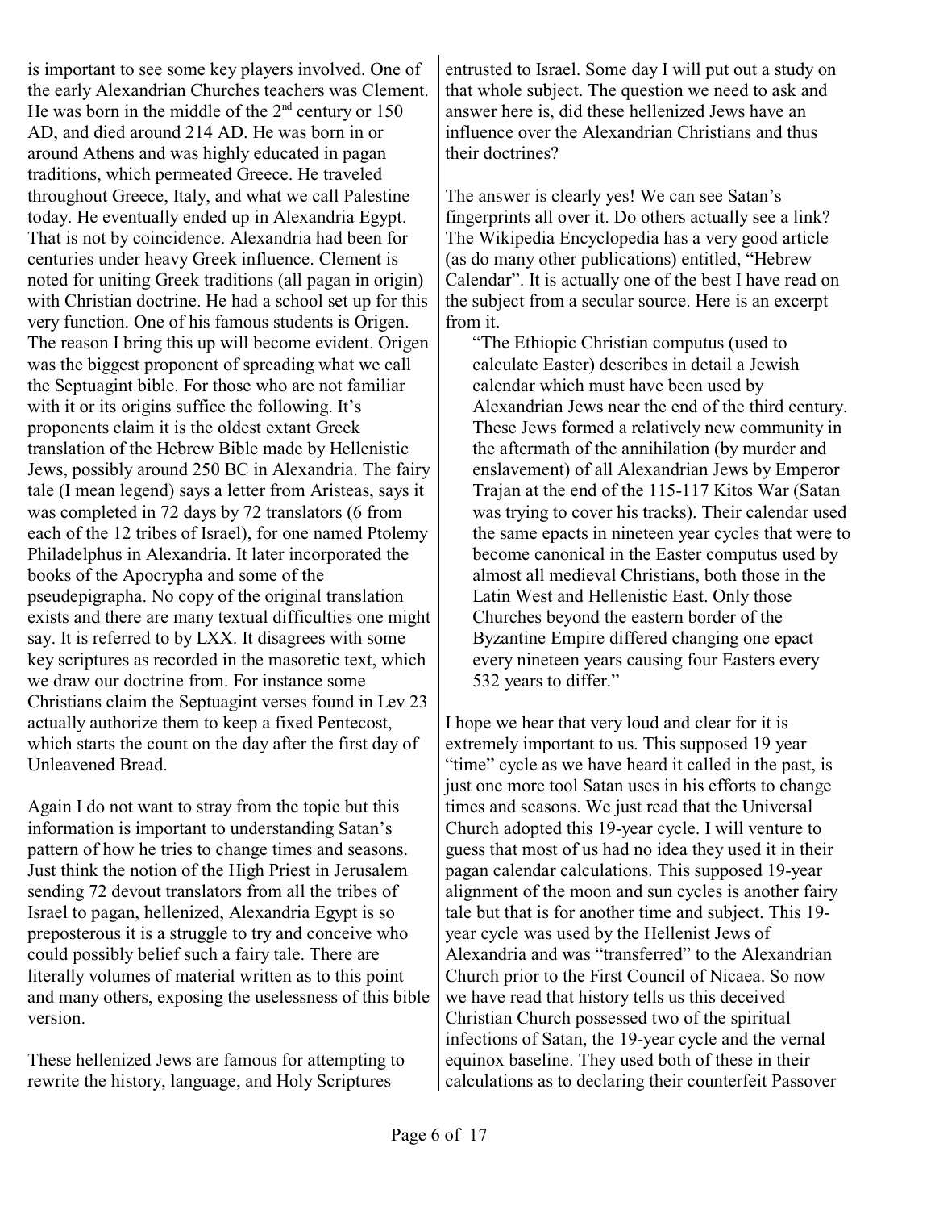is important to see some key players involved. One of the early Alexandrian Churches teachers was Clement. He was born in the middle of the 2nd century or 150 AD, and died around 214 AD. He was born in or around Athens and was highly educated in pagan traditions, which permeated Greece. He traveled throughout Greece, Italy, and what we call Palestine today. He eventually ended up in Alexandria Egypt. That is not by coincidence. Alexandria had been for centuries under heavy Greek influence. Clement is noted for uniting Greek traditions (all pagan in origin) with Christian doctrine. He had a school set up for this very function. One of his famous students is Origen. The reason I bring this up will become evident. Origen was the biggest proponent of spreading what we call the Septuagint bible. For those who are not familiar with it or its origins suffice the following. It's proponents claim it is the oldest extant Greek translation of the Hebrew Bible made by Hellenistic Jews, possibly around 250 BC in Alexandria. The fairy tale (I mean legend) says a letter from Aristeas, says it was completed in 72 days by 72 translators (6 from each of the 12 tribes of Israel), for one named Ptolemy Philadelphus in Alexandria. It later incorporated the books of the Apocrypha and some of the pseudepigrapha. No copy of the original translation exists and there are many textual difficulties one might say. It is referred to by LXX. It disagrees with some key scriptures as recorded in the masoretic text, which we draw our doctrine from. For instance some Christians claim the Septuagint verses found in Lev 23 actually authorize them to keep a fixed Pentecost, which starts the count on the day after the first day of Unleavened Bread.

Again I do not want to stray from the topic but this information is important to understanding Satan's pattern of how he tries to change times and seasons. Just think the notion of the High Priest in Jerusalem sending 72 devout translators from all the tribes of Israel to pagan, hellenized, Alexandria Egypt is so preposterous it is a struggle to try and conceive who could possibly belief such a fairy tale. There are literally volumes of material written as to this point and many others, exposing the uselessness of this bible version.

These hellenized Jews are famous for attempting to rewrite the history, language, and Holy Scriptures entrusted to Israel. Some day I will put out a study on that whole subject. The question we need to ask and answer here is, did these hellenized Jews have an influence over the Alexandrian Christians and thus their doctrines?

The answer is clearly yes! We can see Satan's fingerprints all over it. Do others actually see a link? The Wikipedia Encyclopedia has a very good article (as do many other publications) entitled, "Hebrew Calendar". It is actually one of the best I have read on the subject from a secular source. Here is an excerpt from it.

> "The Ethiopic Christian computus (used to calculate Easter) describes in detail a Jewish calendar which must have been used by Alexandrian Jews near the end of the third century. These Jews formed a relatively new community in the aftermath of the annihilation (by murder and enslavement) of all Alexandrian Jews by Emperor Trajan at the end of the 115-117 Kitos War (Satan was trying to cover his tracks). Their calendar used the same epacts in nineteen year cycles that were to become canonical in the Easter computus used by almost all medieval Christians, both those in the Latin West and Hellenistic East. Only those Churches beyond the eastern border of the Byzantine Empire differed changing one epact every nineteen years causing four Easters every 532 years to differ."

I hope we hear that very loud and clear for it is extremely important to us. This supposed 19 year "time" cycle as we have heard it called in the past, is just one more tool Satan uses in his efforts to change times and seasons. We just read that the Universal Church adopted this 19-year cycle. I will venture to guess that most of us had no idea they used it in their pagan calendar calculations. This supposed 19-year alignment of the moon and sun cycles is another fairy tale but that is for another time and subject. This 19-year cycle was used by the Hellenist Jews of Alexandria and was "transferred" to the Alexandrian Church prior to the First Council of Nicaea. So now we have read that history tells us this deceived Christian Church possessed two of the spiritual infections of Satan, the 19-year cycle and the vernal equinox baseline. They used both of these in their calculations as to declaring their counterfeit Passover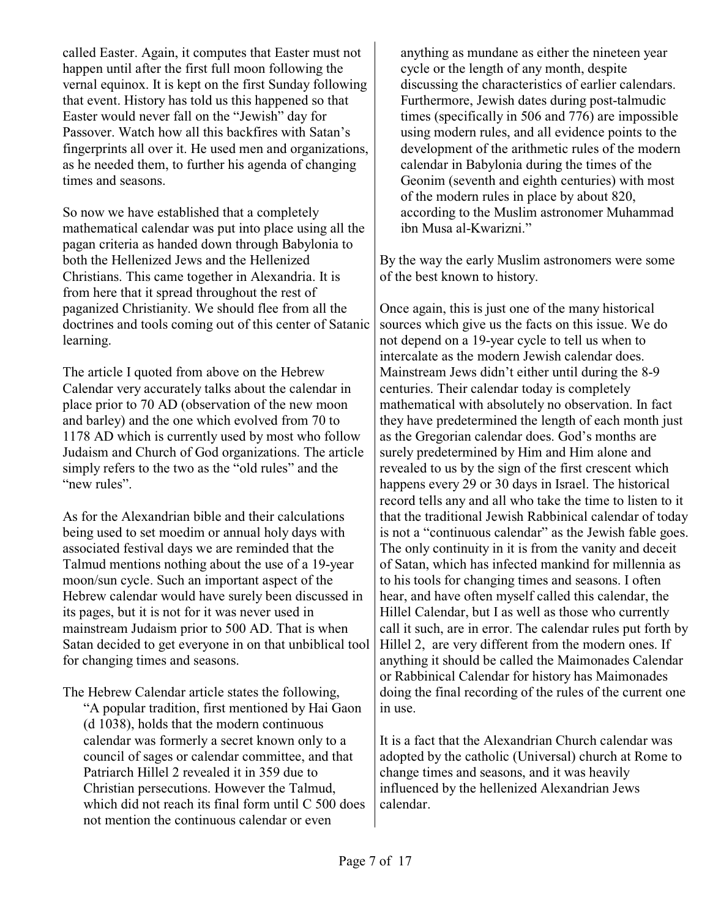called Easter. Again, it computes that Easter must not happen until after the first full moon following the vernal equinox. It is kept on the first Sunday following that event. History has told us this happened so that Easter would never fall on the "Jewish" day for Passover. Watch how all this backfires with Satan's fingerprints all over it. He used men and organizations, as he needed them, to further his agenda of changing times and seasons.

So now we have established that a completely mathematical calendar was put into place using all the pagan criteria as handed down through Babylonia to both the Hellenized Jews and the Hellenized Christians. This came together in Alexandria. It is from here that it spread throughout the rest of paganized Christianity. We should flee from all the doctrines and tools coming out of this center of Satanic learning.

The article I quoted from above on the Hebrew Calendar very accurately talks about the calendar in place prior to 70 AD (observation of the new moon and barley) and the one which evolved from 70 to 1178 AD which is currently used by most who follow Judaism and Church of God organizations. The article simply refers to the two as the "old rules" and the "new rules".

As for the Alexandrian bible and their calculations being used to set moedim or annual holy days with associated festival days we are reminded that the Talmud mentions nothing about the use of a 19-year moon/sun cycle. Such an important aspect of the Hebrew calendar would have surely been discussed in its pages, but it is not for it was never used in mainstream Judaism prior to 500 AD. That is when Satan decided to get everyone in on that unbiblical tool for changing times and seasons.

The Hebrew Calendar article states the following,

> "A popular tradition, first mentioned by Hai Gaon (d 1038), holds that the modern continuous calendar was formerly a secret known only to a council of sages or calendar committee, and that Patriarch Hillel 2 revealed it in 359 due to Christian persecutions. However the Talmud, which did not reach its final form until C 500 does not mention the continuous calendar or even anything as mundane as either the nineteen year cycle or the length of any month, despite discussing the characteristics of earlier calendars. Furthermore, Jewish dates during post-talmudic times (specifically in 506 and 776) are impossible using modern rules, and all evidence points to the development of the arithmetic rules of the modern calendar in Babylonia during the times of the Geonim (seventh and eighth centuries) with most of the modern rules in place by about 820, according to the Muslim astronomer Muhammad ibn Musa al-Kwarizni."

By the way the early Muslim astronomers were some of the best known to history.

Once again, this is just one of the many historical sources which give us the facts on this issue. We do not depend on a 19-year cycle to tell us when to intercalate as the modern Jewish calendar does. Mainstream Jews didn't either until during the 8-9 centuries. Their calendar today is completely mathematical with absolutely no observation. In fact they have predetermined the length of each month just as the Gregorian calendar does. God's months are surely predetermined by Him and Him alone and revealed to us by the sign of the first crescent which happens every 29 or 30 days in Israel. The historical record tells any and all who take the time to listen to it that the traditional Jewish Rabbinical calendar of today is not a "continuous calendar" as the Jewish fable goes. The only continuity in it is from the vanity and deceit of Satan, which has infected mankind for millennia as to his tools for changing times and seasons. I often hear, and have often myself called this calendar, the Hillel Calendar, but I as well as those who currently call it such, are in error. The calendar rules put forth by Hillel 2, are very different from the modern ones. If anything it should be called the Maimonades Calendar or Rabbinical Calendar for history has Maimonades doing the final recording of the rules of the current one in use.

It is a fact that the Alexandrian Church calendar was adopted by the catholic (Universal) church at Rome to change times and seasons, and it was heavily influenced by the hellenized Alexandrian Jews calendar.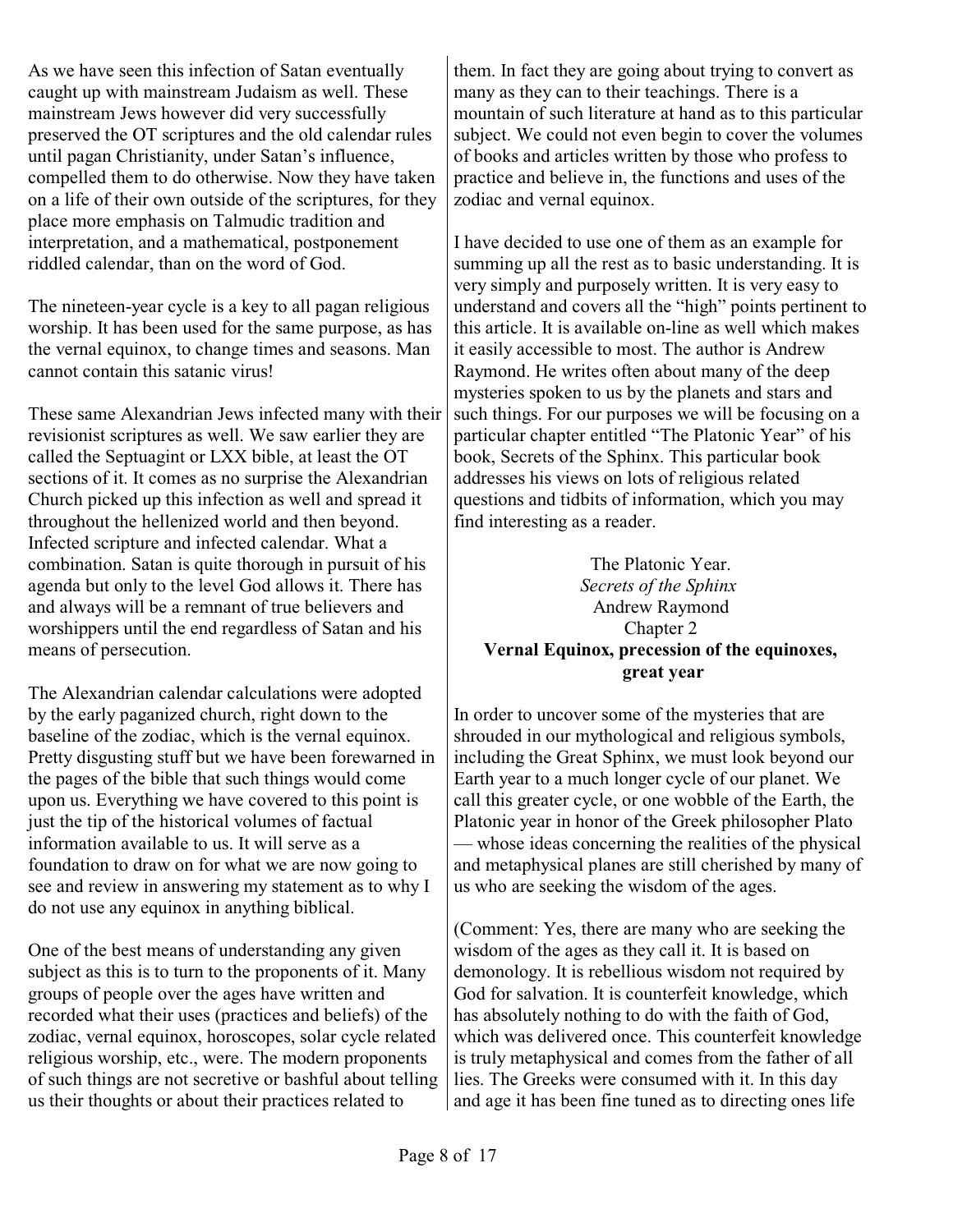As we have seen this infection of Satan eventually caught up with mainstream Judaism as well. These mainstream Jews however did very successfully preserved the OT scriptures and the old calendar rules until pagan Christianity, under Satan's influence, compelled them to do otherwise. Now they have taken on a life of their own outside of the scriptures, for they place more emphasis on Talmudic tradition and interpretation, and a mathematical, postponement riddled calendar, than on the word of God.

The nineteen-year cycle is a key to all pagan religious worship. It has been used for the same purpose, as has the vernal equinox, to change times and seasons. Man cannot contain this satanic virus!

These same Alexandrian Jews infected many with their revisionist scriptures as well. We saw earlier they are called the Septuagint or LXX bible, at least the OT sections of it. It comes as no surprise the Alexandrian Church picked up this infection as well and spread it throughout the hellenized world and then beyond. Infected scripture and infected calendar. What a combination. Satan is quite thorough in pursuit of his agenda but only to the level God allows it. There has and always will be a remnant of true believers and worshippers until the end regardless of Satan and his means of persecution.

The Alexandrian calendar calculations were adopted by the early paganized church, right down to the baseline of the zodiac, which is the vernal equinox. Pretty disgusting stuff but we have been forewarned in the pages of the bible that such things would come upon us. Everything we have covered to this point is just the tip of the historical volumes of factual information available to us. It will serve as a foundation to draw on for what we are now going to see and review in answering my statement as to why I do not use any equinox in anything biblical.

One of the best means of understanding any given subject as this is to turn to the proponents of it. Many groups of people over the ages have written and recorded what their uses (practices and beliefs) of the zodiac, vernal equinox, horoscopes, solar cycle related religious worship, etc., were. The modern proponents of such things are not secretive or bashful about telling us their thoughts or about their practices related to them. In fact they are going about trying to convert as many as they can to their teachings. There is a mountain of such literature at hand as to this particular subject. We could not even begin to cover the volumes of books and articles written by those who profess to practice and believe in, the functions and uses of the zodiac and vernal equinox.

I have decided to use one of them as an example for summing up all the rest as to basic understanding. It is very simply and purposely written. It is very easy to understand and covers all the "high" points pertinent to this article. It is available on-line as well which makes it easily accessible to most. The author is Andrew Raymond. He writes often about many of the deep mysteries spoken to us by the planets and stars and such things. For our purposes we will be focusing on a particular chapter entitled "The Platonic Year" of his book, Secrets of the Sphinx. This particular book addresses his views on lots of religious related questions and tidbits of information, which you may find interesting as a reader.

The Platonic Year.
*Secrets of the Sphinx*
Andrew Raymond
Chapter 2
**Vernal Equinox, precession of the equinoxes, great year**

In order to uncover some of the mysteries that are shrouded in our mythological and religious symbols, including the Great Sphinx, we must look beyond our Earth year to a much longer cycle of our planet. We call this greater cycle, or one wobble of the Earth, the Platonic year in honor of the Greek philosopher Plato — whose ideas concerning the realities of the physical and metaphysical planes are still cherished by many of us who are seeking the wisdom of the ages.

(Comment: Yes, there are many who are seeking the wisdom of the ages as they call it. It is based on demonology. It is rebellious wisdom not required by God for salvation. It is counterfeit knowledge, which has absolutely nothing to do with the faith of God, which was delivered once. This counterfeit knowledge is truly metaphysical and comes from the father of all lies. The Greeks were consumed with it. In this day and age it has been fine tuned as to directing ones life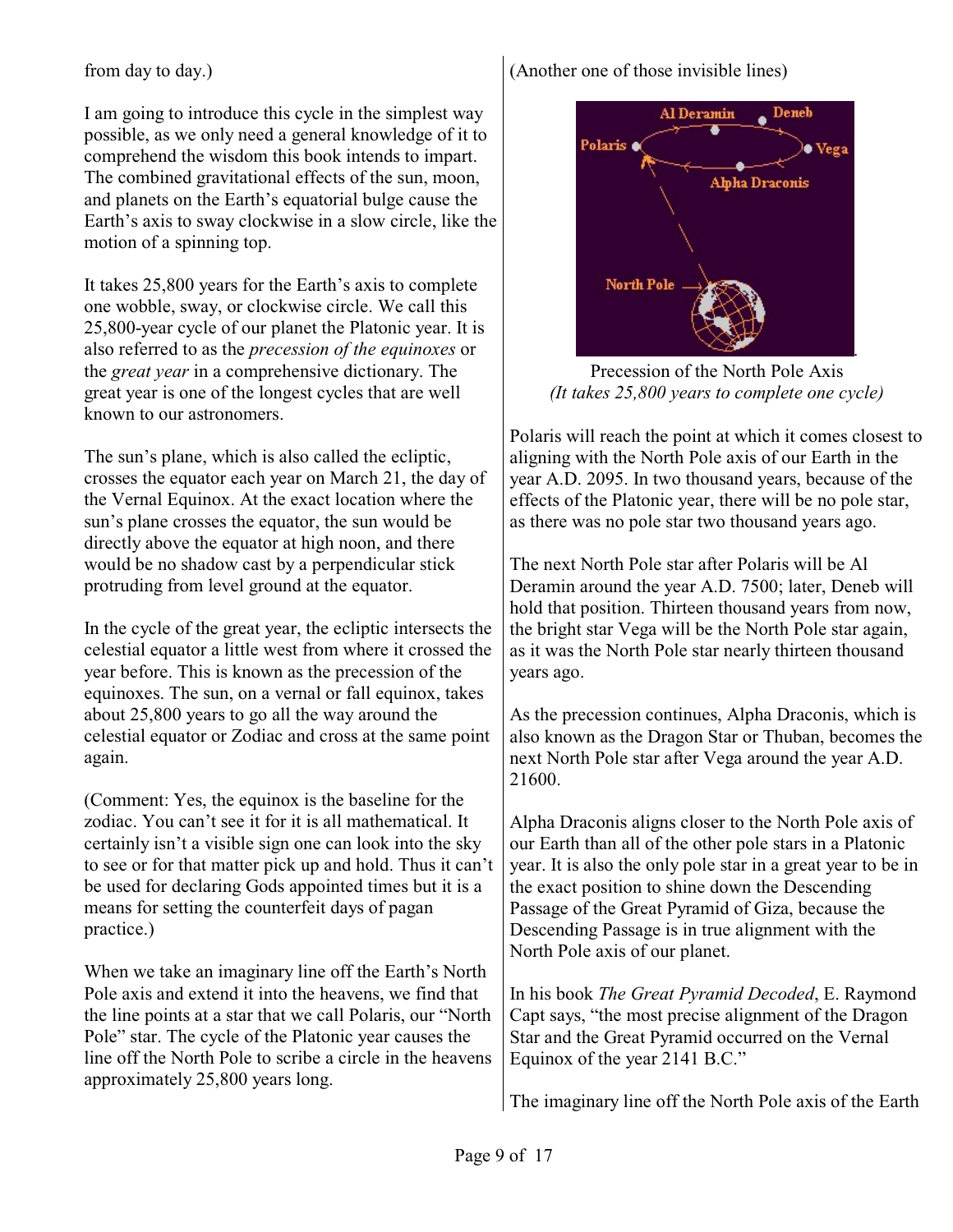from day to day.)

I am going to introduce this cycle in the simplest way possible, as we only need a general knowledge of it to comprehend the wisdom this book intends to impart. The combined gravitational effects of the sun, moon, and planets on the Earth's equatorial bulge cause the Earth's axis to sway clockwise in a slow circle, like the motion of a spinning top.

It takes 25,800 years for the Earth's axis to complete one wobble, sway, or clockwise circle. We call this 25,800-year cycle of our planet the Platonic year. It is also referred to as the *precession of the equinoxes* or the *great year* in a comprehensive dictionary. The great year is one of the longest cycles that are well known to our astronomers.

The sun's plane, which is also called the ecliptic, crosses the equator each year on March 21, the day of the Vernal Equinox. At the exact location where the sun's plane crosses the equator, the sun would be directly above the equator at high noon, and there would be no shadow cast by a perpendicular stick protruding from level ground at the equator.

In the cycle of the great year, the ecliptic intersects the celestial equator a little west from where it crossed the year before. This is known as the precession of the equinoxes. The sun, on a vernal or fall equinox, takes about 25,800 years to go all the way around the celestial equator or Zodiac and cross at the same point again.

(Comment: Yes, the equinox is the baseline for the zodiac. You can't see it for it is all mathematical. It certainly isn't a visible sign one can look into the sky to see or for that matter pick up and hold. Thus it can't be used for declaring Gods appointed times but it is a means for setting the counterfeit days of pagan practice.)

When we take an imaginary line off the Earth's North Pole axis and extend it into the heavens, we find that the line points at a star that we call Polaris, our "North Pole" star. The cycle of the Platonic year causes the line off the North Pole to scribe a circle in the heavens approximately 25,800 years long.

(Another one of those invisible lines)

Precession of the North Pole Axis
*(It takes 25,800 years to complete one cycle)*

Polaris will reach the point at which it comes closest to aligning with the North Pole axis of our Earth in the year A.D. 2095. In two thousand years, because of the effects of the Platonic year, there will be no pole star, as there was no pole star two thousand years ago.

The next North Pole star after Polaris will be Al Deramin around the year A.D. 7500; later, Deneb will hold that position. Thirteen thousand years from now, the bright star Vega will be the North Pole star again, as it was the North Pole star nearly thirteen thousand years ago.

As the precession continues, Alpha Draconis, which is also known as the Dragon Star or Thuban, becomes the next North Pole star after Vega around the year A.D. 21600.

Alpha Draconis aligns closer to the North Pole axis of our Earth than all of the other pole stars in a Platonic year. It is also the only pole star in a great year to be in the exact position to shine down the Descending Passage of the Great Pyramid of Giza, because the Descending Passage is in true alignment with the North Pole axis of our planet.

In his book *The Great Pyramid Decoded*, E. Raymond Capt says, "the most precise alignment of the Dragon Star and the Great Pyramid occurred on the Vernal Equinox of the year 2141 B.C."

The imaginary line off the North Pole axis of the Earth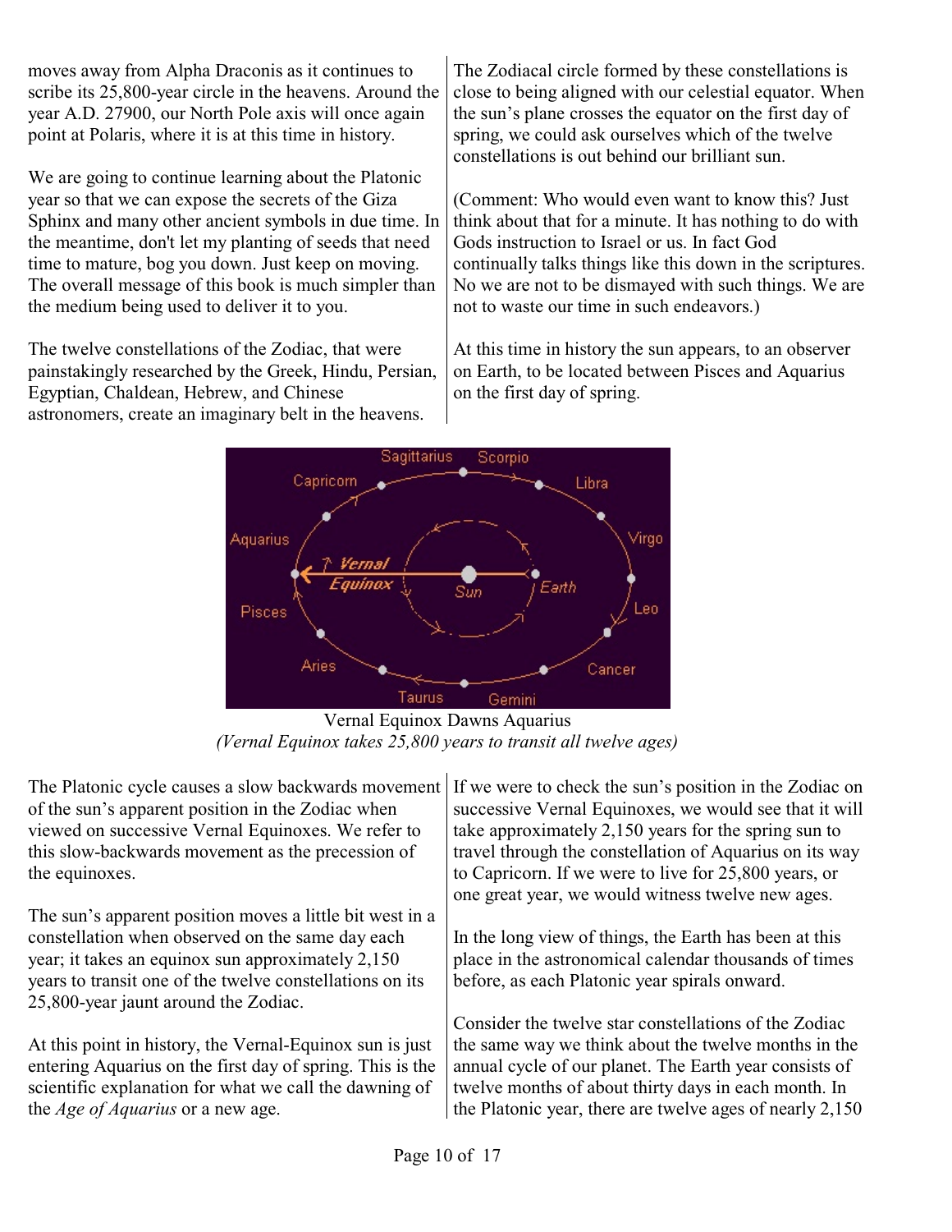moves away from Alpha Draconis as it continues to scribe its 25,800-year circle in the heavens. Around the year A.D. 27900, our North Pole axis will once again point at Polaris, where it is at this time in history.

We are going to continue learning about the Platonic year so that we can expose the secrets of the Giza Sphinx and many other ancient symbols in due time. In the meantime, don't let my planting of seeds that need time to mature, bog you down. Just keep on moving. The overall message of this book is much simpler than the medium being used to deliver it to you.

The twelve constellations of the Zodiac, that were painstakingly researched by the Greek, Hindu, Persian, Egyptian, Chaldean, Hebrew, and Chinese astronomers, create an imaginary belt in the heavens.

The Zodiacal circle formed by these constellations is close to being aligned with our celestial equator. When the sun's plane crosses the equator on the first day of spring, we could ask ourselves which of the twelve constellations is out behind our brilliant sun.

(Comment: Who would even want to know this? Just think about that for a minute. It has nothing to do with Gods instruction to Israel or us. In fact God continually talks things like this down in the scriptures. No we are not to be dismayed with such things. We are not to waste our time in such endeavors.)

At this time in history the sun appears, to an observer on Earth, to be located between Pisces and Aquarius on the first day of spring.

Vernal Equinox Dawns Aquarius
*(Vernal Equinox takes 25,800 years to transit all twelve ages)*

The Platonic cycle causes a slow backwards movement of the sun's apparent position in the Zodiac when viewed on successive Vernal Equinoxes. We refer to this slow-backwards movement as the precession of the equinoxes.

The sun's apparent position moves a little bit west in a constellation when observed on the same day each year; it takes an equinox sun approximately 2,150 years to transit one of the twelve constellations on its 25,800-year jaunt around the Zodiac.

At this point in history, the Vernal-Equinox sun is just entering Aquarius on the first day of spring. This is the scientific explanation for what we call the dawning of the *Age of Aquarius* or a new age.

If we were to check the sun's position in the Zodiac on successive Vernal Equinoxes, we would see that it will take approximately 2,150 years for the spring sun to travel through the constellation of Aquarius on its way to Capricorn. If we were to live for 25,800 years, or one great year, we would witness twelve new ages.

In the long view of things, the Earth has been at this place in the astronomical calendar thousands of times before, as each Platonic year spirals onward.

Consider the twelve star constellations of the Zodiac the same way we think about the twelve months in the annual cycle of our planet. The Earth year consists of twelve months of about thirty days in each month. In the Platonic year, there are twelve ages of nearly 2,150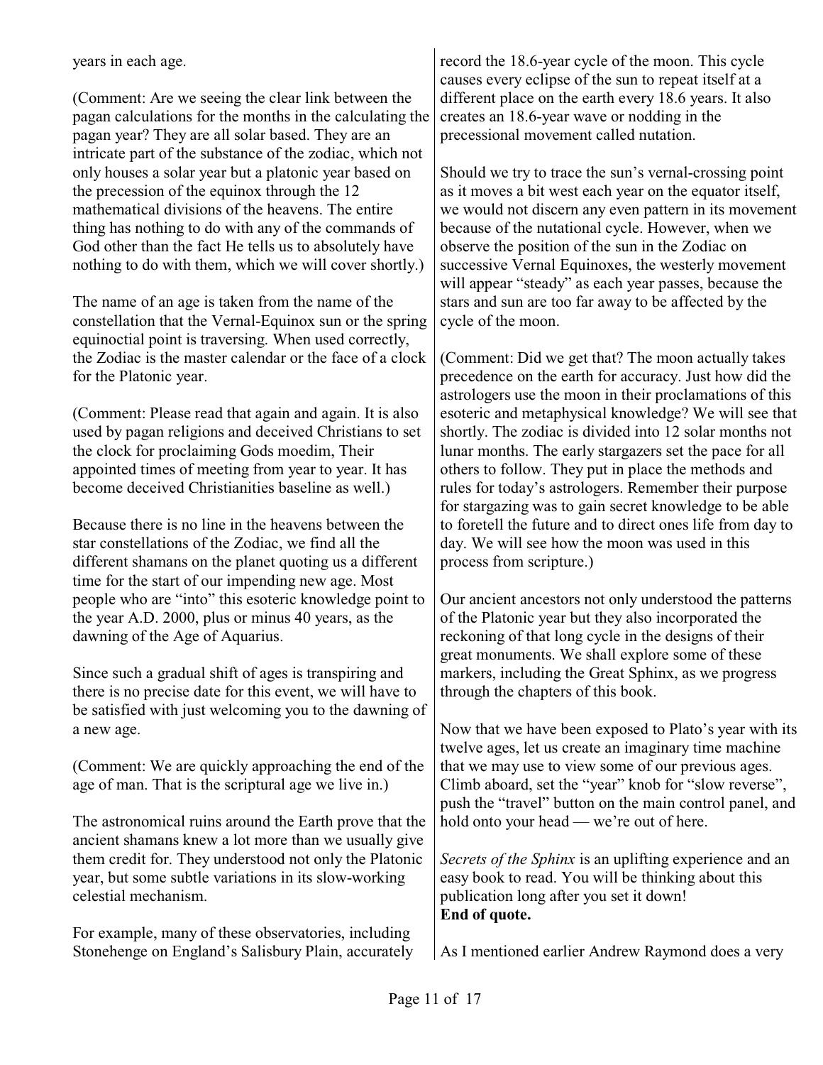years in each age.

(Comment: Are we seeing the clear link between the pagan calculations for the months in the calculating the pagan year? They are all solar based. They are an intricate part of the substance of the zodiac, which not only houses a solar year but a platonic year based on the precession of the equinox through the 12 mathematical divisions of the heavens. The entire thing has nothing to do with any of the commands of God other than the fact He tells us to absolutely have nothing to do with them, which we will cover shortly.)

The name of an age is taken from the name of the constellation that the Vernal-Equinox sun or the spring equinoctial point is traversing. When used correctly, the Zodiac is the master calendar or the face of a clock for the Platonic year.

(Comment: Please read that again and again. It is also used by pagan religions and deceived Christians to set the clock for proclaiming Gods moedim, Their appointed times of meeting from year to year. It has become deceived Christianities baseline as well.)

Because there is no line in the heavens between the star constellations of the Zodiac, we find all the different shamans on the planet quoting us a different time for the start of our impending new age. Most people who are "into" this esoteric knowledge point to the year A.D. 2000, plus or minus 40 years, as the dawning of the Age of Aquarius.

Since such a gradual shift of ages is transpiring and there is no precise date for this event, we will have to be satisfied with just welcoming you to the dawning of a new age.

(Comment: We are quickly approaching the end of the age of man. That is the scriptural age we live in.)

The astronomical ruins around the Earth prove that the ancient shamans knew a lot more than we usually give them credit for. They understood not only the Platonic year, but some subtle variations in its slow-working celestial mechanism.

For example, many of these observatories, including Stonehenge on England's Salisbury Plain, accurately record the 18.6-year cycle of the moon. This cycle causes every eclipse of the sun to repeat itself at a different place on the earth every 18.6 years. It also creates an 18.6-year wave or nodding in the precessional movement called nutation.

Should we try to trace the sun's vernal-crossing point as it moves a bit west each year on the equator itself, we would not discern any even pattern in its movement because of the nutational cycle. However, when we observe the position of the sun in the Zodiac on successive Vernal Equinoxes, the westerly movement will appear "steady" as each year passes, because the stars and sun are too far away to be affected by the cycle of the moon.

(Comment: Did we get that? The moon actually takes precedence on the earth for accuracy. Just how did the astrologers use the moon in their proclamations of this esoteric and metaphysical knowledge? We will see that shortly. The zodiac is divided into 12 solar months not lunar months. The early stargazers set the pace for all others to follow. They put in place the methods and rules for today's astrologers. Remember their purpose for stargazing was to gain secret knowledge to be able to foretell the future and to direct ones life from day to day. We will see how the moon was used in this process from scripture.)

Our ancient ancestors not only understood the patterns of the Platonic year but they also incorporated the reckoning of that long cycle in the designs of their great monuments. We shall explore some of these markers, including the Great Sphinx, as we progress through the chapters of this book.

Now that we have been exposed to Plato's year with its twelve ages, let us create an imaginary time machine that we may use to view some of our previous ages. Climb aboard, set the "year" knob for "slow reverse", push the "travel" button on the main control panel, and hold onto your head — we're out of here.

*Secrets of the Sphinx* is an uplifting experience and an easy book to read. You will be thinking about this publication long after you set it down!
**End of quote.**

As I mentioned earlier Andrew Raymond does a very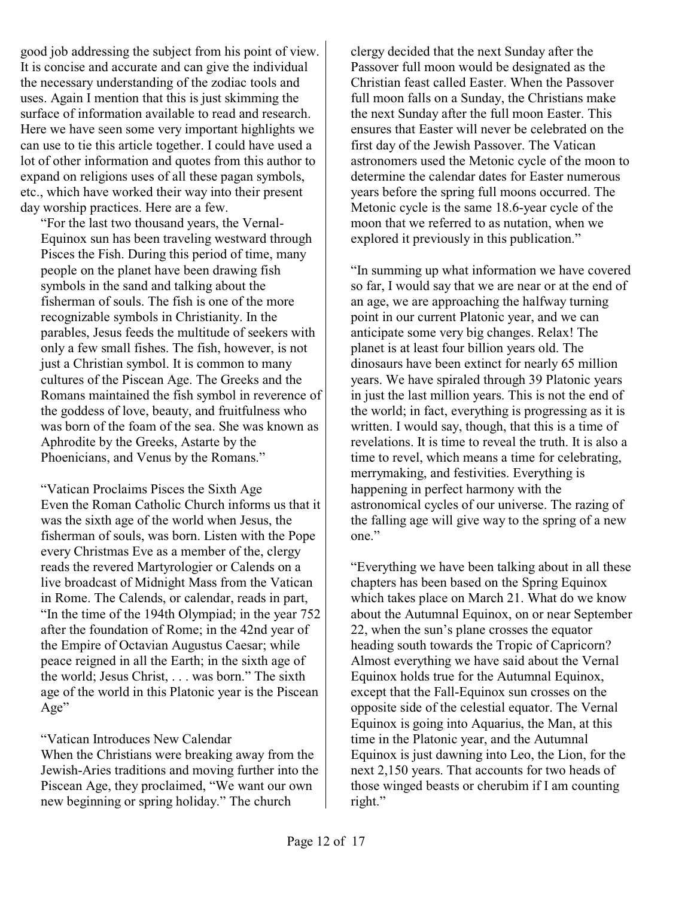good job addressing the subject from his point of view. It is concise and accurate and can give the individual the necessary understanding of the zodiac tools and uses. Again I mention that this is just skimming the surface of information available to read and research. Here we have seen some very important highlights we can use to tie this article together. I could have used a lot of other information and quotes from this author to expand on religions uses of all these pagan symbols, etc., which have worked their way into their present day worship practices. Here are a few.

"For the last two thousand years, the Vernal-Equinox sun has been traveling westward through Pisces the Fish. During this period of time, many people on the planet have been drawing fish symbols in the sand and talking about the fisherman of souls. The fish is one of the more recognizable symbols in Christianity. In the parables, Jesus feeds the multitude of seekers with only a few small fishes. The fish, however, is not just a Christian symbol. It is common to many cultures of the Piscean Age. The Greeks and the Romans maintained the fish symbol in reverence of the goddess of love, beauty, and fruitfulness who was born of the foam of the sea. She was known as Aphrodite by the Greeks, Astarte by the Phoenicians, and Venus by the Romans."

"Vatican Proclaims Pisces the Sixth Age
Even the Roman Catholic Church informs us that it was the sixth age of the world when Jesus, the fisherman of souls, was born. Listen with the Pope every Christmas Eve as a member of the, clergy reads the revered Martyrologier or Calends on a live broadcast of Midnight Mass from the Vatican in Rome. The Calends, or calendar, reads in part, "In the time of the 194th Olympiad; in the year 752 after the foundation of Rome; in the 42nd year of the Empire of Octavian Augustus Caesar; while peace reigned in all the Earth; in the sixth age of the world; Jesus Christ, . . . was born." The sixth age of the world in this Platonic year is the Piscean Age"

"Vatican Introduces New Calendar
When the Christians were breaking away from the Jewish-Aries traditions and moving further into the Piscean Age, they proclaimed, "We want our own new beginning or spring holiday." The church clergy decided that the next Sunday after the Passover full moon would be designated as the Christian feast called Easter. When the Passover full moon falls on a Sunday, the Christians make the next Sunday after the full moon Easter. This ensures that Easter will never be celebrated on the first day of the Jewish Passover. The Vatican astronomers used the Metonic cycle of the moon to determine the calendar dates for Easter numerous years before the spring full moons occurred. The Metonic cycle is the same 18.6-year cycle of the moon that we referred to as nutation, when we explored it previously in this publication."

"In summing up what information we have covered so far, I would say that we are near or at the end of an age, we are approaching the halfway turning point in our current Platonic year, and we can anticipate some very big changes. Relax! The planet is at least four billion years old. The dinosaurs have been extinct for nearly 65 million years. We have spiraled through 39 Platonic years in just the last million years. This is not the end of the world; in fact, everything is progressing as it is written. I would say, though, that this is a time of revelations. It is time to reveal the truth. It is also a time to revel, which means a time for celebrating, merrymaking, and festivities. Everything is happening in perfect harmony with the astronomical cycles of our universe. The razing of the falling age will give way to the spring of a new one."

"Everything we have been talking about in all these chapters has been based on the Spring Equinox which takes place on March 21. What do we know about the Autumnal Equinox, on or near September 22, when the sun's plane crosses the equator heading south towards the Tropic of Capricorn? Almost everything we have said about the Vernal Equinox holds true for the Autumnal Equinox, except that the Fall-Equinox sun crosses on the opposite side of the celestial equator. The Vernal Equinox is going into Aquarius, the Man, at this time in the Platonic year, and the Autumnal Equinox is just dawning into Leo, the Lion, for the next 2,150 years. That accounts for two heads of those winged beasts or cherubim if I am counting right."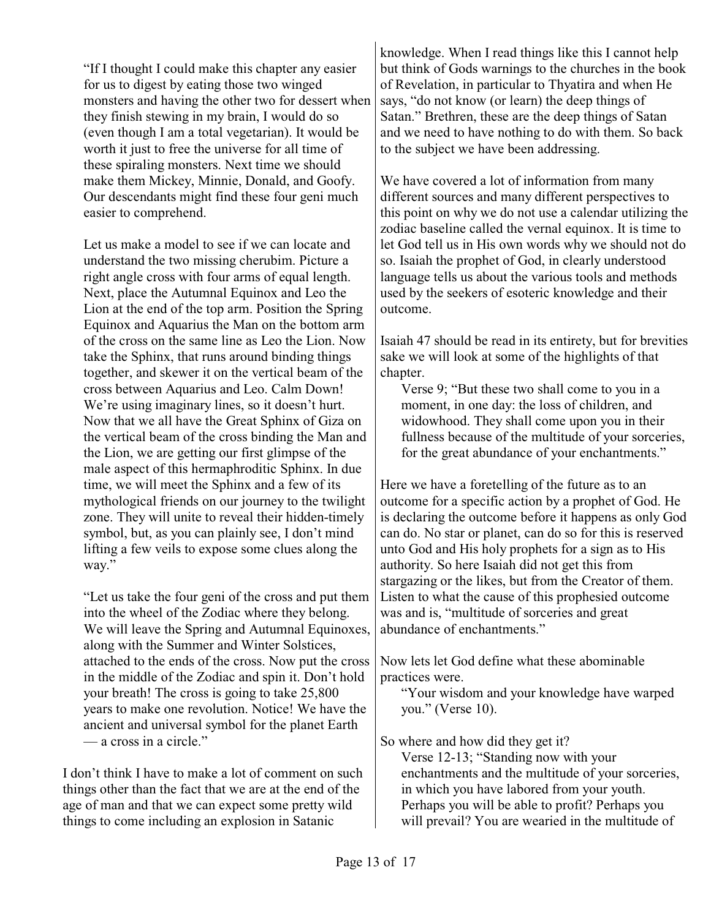> "If I thought I could make this chapter any easier for us to digest by eating those two winged monsters and having the other two for dessert when they finish stewing in my brain, I would do so (even though I am a total vegetarian). It would be worth it just to free the universe for all time of these spiraling monsters. Next time we should make them Mickey, Minnie, Donald, and Goofy. Our descendants might find these four geni much easier to comprehend.
>
> Let us make a model to see if we can locate and understand the two missing cherubim. Picture a right angle cross with four arms of equal length. Next, place the Autumnal Equinox and Leo the Lion at the end of the top arm. Position the Spring Equinox and Aquarius the Man on the bottom arm of the cross on the same line as Leo the Lion. Now take the Sphinx, that runs around binding things together, and skewer it on the vertical beam of the cross between Aquarius and Leo. Calm Down! We're using imaginary lines, so it doesn't hurt. Now that we all have the Great Sphinx of Giza on the vertical beam of the cross binding the Man and the Lion, we are getting our first glimpse of the male aspect of this hermaphroditic Sphinx. In due time, we will meet the Sphinx and a few of its mythological friends on our journey to the twilight zone. They will unite to reveal their hidden-timely symbol, but, as you can plainly see, I don't mind lifting a few veils to expose some clues along the way."
>
> "Let us take the four geni of the cross and put them into the wheel of the Zodiac where they belong. We will leave the Spring and Autumnal Equinoxes, along with the Summer and Winter Solstices, attached to the ends of the cross. Now put the cross in the middle of the Zodiac and spin it. Don't hold your breath! The cross is going to take 25,800 years to make one revolution. Notice! We have the ancient and universal symbol for the planet Earth — a cross in a circle."

I don't think I have to make a lot of comment on such things other than the fact that we are at the end of the age of man and that we can expect some pretty wild things to come including an explosion in Satanic knowledge. When I read things like this I cannot help but think of Gods warnings to the churches in the book of Revelation, in particular to Thyatira and when He says, "do not know (or learn) the deep things of Satan." Brethren, these are the deep things of Satan and we need to have nothing to do with them. So back to the subject we have been addressing.

We have covered a lot of information from many different sources and many different perspectives to this point on why we do not use a calendar utilizing the zodiac baseline called the vernal equinox. It is time to let God tell us in His own words why we should not do so. Isaiah the prophet of God, in clearly understood language tells us about the various tools and methods used by the seekers of esoteric knowledge and their outcome.

Isaiah 47 should be read in its entirety, but for brevities sake we will look at some of the highlights of that chapter.

> Verse 9; "But these two shall come to you in a moment, in one day: the loss of children, and widowhood. They shall come upon you in their fullness because of the multitude of your sorceries, for the great abundance of your enchantments."

Here we have a foretelling of the future as to an outcome for a specific action by a prophet of God. He is declaring the outcome before it happens as only God can do. No star or planet, can do so for this is reserved unto God and His holy prophets for a sign as to His authority. So here Isaiah did not get this from stargazing or the likes, but from the Creator of them. Listen to what the cause of this prophesied outcome was and is, "multitude of sorceries and great abundance of enchantments."

Now lets let God define what these abominable practices were.

> "Your wisdom and your knowledge have warped you." (Verse 10).

So where and how did they get it?

> Verse 12-13; "Standing now with your enchantments and the multitude of your sorceries, in which you have labored from your youth. Perhaps you will be able to profit? Perhaps you will prevail? You are wearied in the multitude of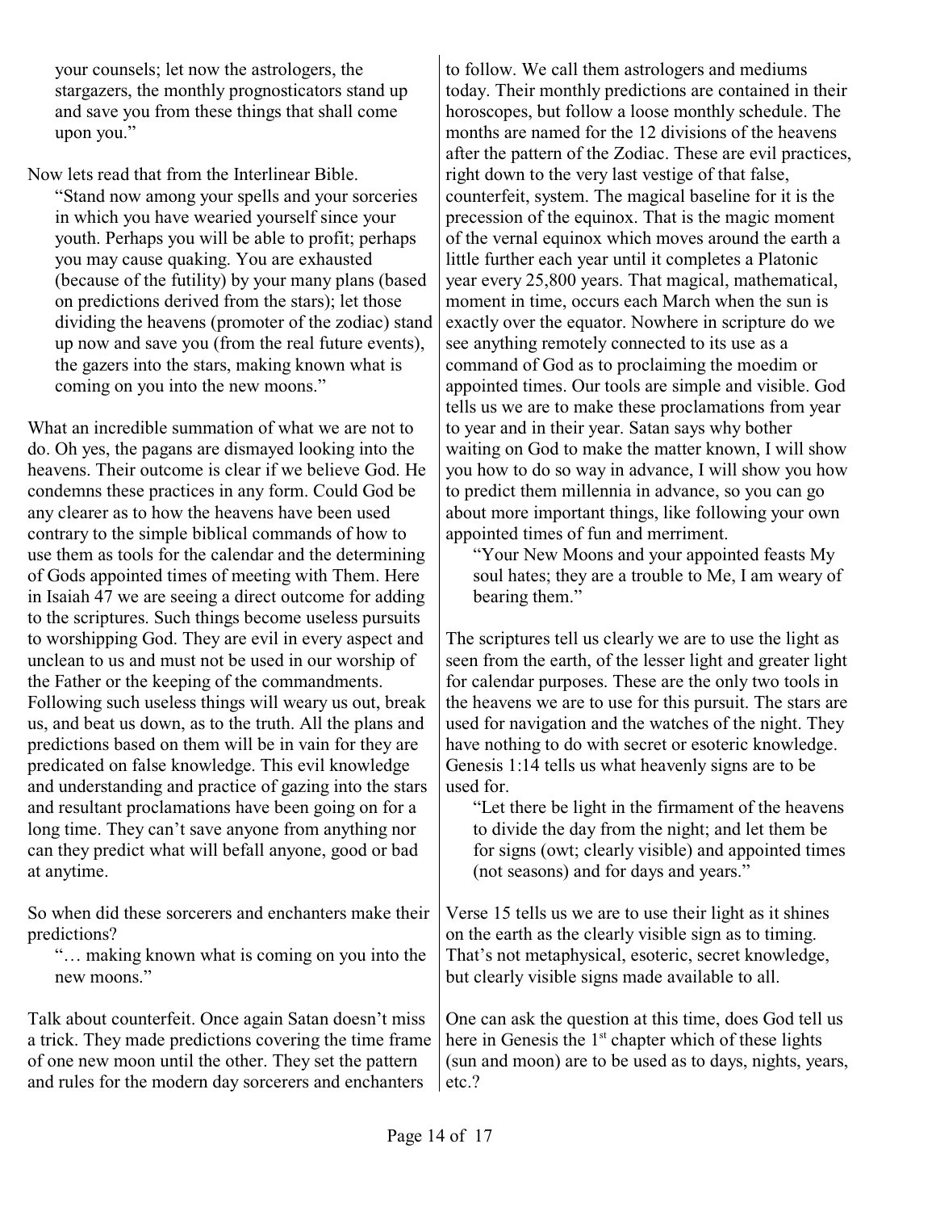> your counsels; let now the astrologers, the stargazers, the monthly prognosticators stand up and save you from these things that shall come upon you."

Now lets read that from the Interlinear Bible.

> "Stand now among your spells and your sorceries in which you have wearied yourself since your youth. Perhaps you will be able to profit; perhaps you may cause quaking. You are exhausted (because of the futility) by your many plans (based on predictions derived from the stars); let those dividing the heavens (promoter of the zodiac) stand up now and save you (from the real future events), the gazers into the stars, making known what is coming on you into the new moons."

What an incredible summation of what we are not to do. Oh yes, the pagans are dismayed looking into the heavens. Their outcome is clear if we believe God. He condemns these practices in any form. Could God be any clearer as to how the heavens have been used contrary to the simple biblical commands of how to use them as tools for the calendar and the determining of Gods appointed times of meeting with Them. Here in Isaiah 47 we are seeing a direct outcome for adding to the scriptures. Such things become useless pursuits to worshipping God. They are evil in every aspect and unclean to us and must not be used in our worship of the Father or the keeping of the commandments. Following such useless things will weary us out, break us, and beat us down, as to the truth. All the plans and predictions based on them will be in vain for they are predicated on false knowledge. This evil knowledge and understanding and practice of gazing into the stars and resultant proclamations have been going on for a long time. They can't save anyone from anything nor can they predict what will befall anyone, good or bad at anytime.

So when did these sorcerers and enchanters make their predictions?

> "… making known what is coming on you into the new moons."

Talk about counterfeit. Once again Satan doesn't miss a trick. They made predictions covering the time frame of one new moon until the other. They set the pattern and rules for the modern day sorcerers and enchanters to follow. We call them astrologers and mediums today. Their monthly predictions are contained in their horoscopes, but follow a loose monthly schedule. The months are named for the 12 divisions of the heavens after the pattern of the Zodiac. These are evil practices, right down to the very last vestige of that false, counterfeit, system. The magical baseline for it is the precession of the equinox. That is the magic moment of the vernal equinox which moves around the earth a little further each year until it completes a Platonic year every 25,800 years. That magical, mathematical, moment in time, occurs each March when the sun is exactly over the equator. Nowhere in scripture do we see anything remotely connected to its use as a command of God as to proclaiming the moedim or appointed times. Our tools are simple and visible. God tells us we are to make these proclamations from year to year and in their year. Satan says why bother waiting on God to make the matter known, I will show you how to do so way in advance, I will show you how to predict them millennia in advance, so you can go about more important things, like following your own appointed times of fun and merriment.

> "Your New Moons and your appointed feasts My soul hates; they are a trouble to Me, I am weary of bearing them."

The scriptures tell us clearly we are to use the light as seen from the earth, of the lesser light and greater light for calendar purposes. These are the only two tools in the heavens we are to use for this pursuit. The stars are used for navigation and the watches of the night. They have nothing to do with secret or esoteric knowledge. Genesis 1:14 tells us what heavenly signs are to be used for.

> "Let there be light in the firmament of the heavens to divide the day from the night; and let them be for signs (owt; clearly visible) and appointed times (not seasons) and for days and years."

Verse 15 tells us we are to use their light as it shines on the earth as the clearly visible sign as to timing. That's not metaphysical, esoteric, secret knowledge, but clearly visible signs made available to all.

One can ask the question at this time, does God tell us here in Genesis the 1st chapter which of these lights (sun and moon) are to be used as to days, nights, years, etc.?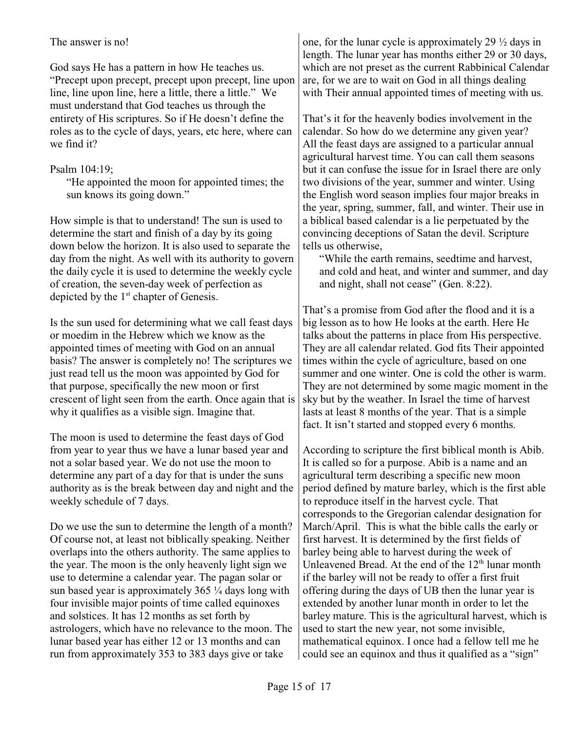The answer is no!

God says He has a pattern in how He teaches us. "Precept upon precept, precept upon precept, line upon line, line upon line, here a little, there a little." We must understand that God teaches us through the entirety of His scriptures. So if He doesn't define the roles as to the cycle of days, years, etc here, where can we find it?

Psalm 104:19;

> "He appointed the moon for appointed times; the sun knows its going down."

How simple is that to understand! The sun is used to determine the start and finish of a day by its going down below the horizon. It is also used to separate the day from the night. As well with its authority to govern the daily cycle it is used to determine the weekly cycle of creation, the seven-day week of perfection as depicted by the 1st chapter of Genesis.

Is the sun used for determining what we call feast days or moedim in the Hebrew which we know as the appointed times of meeting with God on an annual basis? The answer is completely no! The scriptures we just read tell us the moon was appointed by God for that purpose, specifically the new moon or first crescent of light seen from the earth. Once again that is why it qualifies as a visible sign. Imagine that.

The moon is used to determine the feast days of God from year to year thus we have a lunar based year and not a solar based year. We do not use the moon to determine any part of a day for that is under the suns authority as is the break between day and night and the weekly schedule of 7 days.

Do we use the sun to determine the length of a month? Of course not, at least not biblically speaking. Neither overlaps into the others authority. The same applies to the year. The moon is the only heavenly light sign we use to determine a calendar year. The pagan solar or sun based year is approximately 365 ¼ days long with four invisible major points of time called equinoxes and solstices. It has 12 months as set forth by astrologers, which have no relevance to the moon. The lunar based year has either 12 or 13 months and can run from approximately 353 to 383 days give or take one, for the lunar cycle is approximately 29 ½ days in length. The lunar year has months either 29 or 30 days, which are not preset as the current Rabbinical Calendar are, for we are to wait on God in all things dealing with Their annual appointed times of meeting with us.

That's it for the heavenly bodies involvement in the calendar. So how do we determine any given year? All the feast days are assigned to a particular annual agricultural harvest time. You can call them seasons but it can confuse the issue for in Israel there are only two divisions of the year, summer and winter. Using the English word season implies four major breaks in the year, spring, summer, fall, and winter. Their use in a biblical based calendar is a lie perpetuated by the convincing deceptions of Satan the devil. Scripture tells us otherwise,

> "While the earth remains, seedtime and harvest, and cold and heat, and winter and summer, and day and night, shall not cease" (Gen. 8:22).

That's a promise from God after the flood and it is a big lesson as to how He looks at the earth. Here He talks about the patterns in place from His perspective. They are all calendar related. God fits Their appointed times within the cycle of agriculture, based on one summer and one winter. One is cold the other is warm. They are not determined by some magic moment in the sky but by the weather. In Israel the time of harvest lasts at least 8 months of the year. That is a simple fact. It isn't started and stopped every 6 months.

According to scripture the first biblical month is Abib. It is called so for a purpose. Abib is a name and an agricultural term describing a specific new moon period defined by mature barley, which is the first able to reproduce itself in the harvest cycle. That corresponds to the Gregorian calendar designation for March/April. This is what the bible calls the early or first harvest. It is determined by the first fields of barley being able to harvest during the week of Unleavened Bread. At the end of the 12th lunar month if the barley will not be ready to offer a first fruit offering during the days of UB then the lunar year is extended by another lunar month in order to let the barley mature. This is the agricultural harvest, which is used to start the new year, not some invisible, mathematical equinox. I once had a fellow tell me he could see an equinox and thus it qualified as a "sign"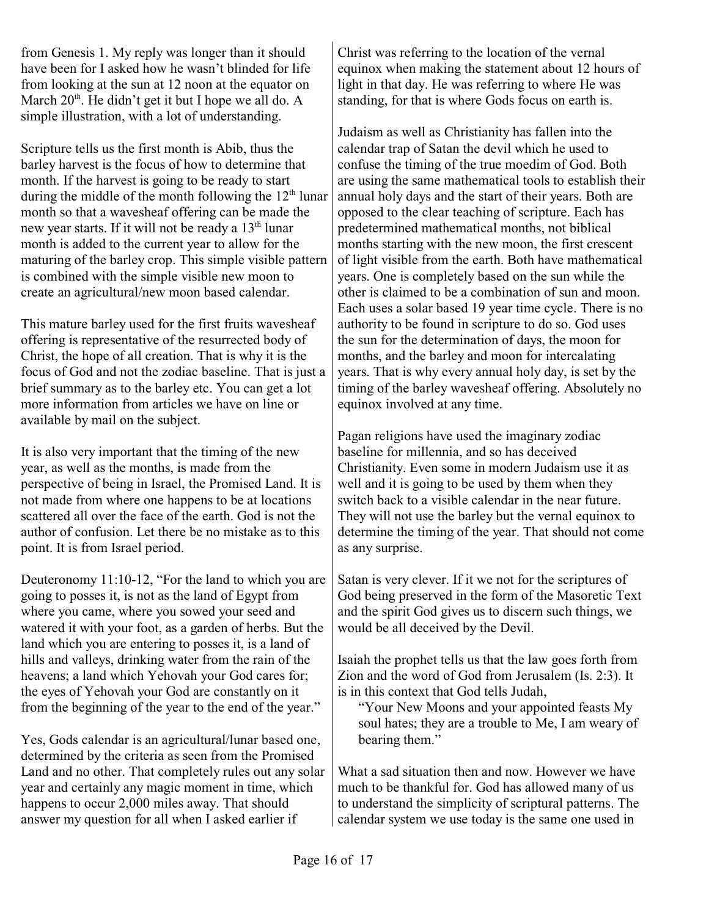from Genesis 1. My reply was longer than it should have been for I asked how he wasn't blinded for life from looking at the sun at 12 noon at the equator on March 20th. He didn't get it but I hope we all do. A simple illustration, with a lot of understanding.

Scripture tells us the first month is Abib, thus the barley harvest is the focus of how to determine that month. If the harvest is going to be ready to start during the middle of the month following the 12th lunar month so that a wavesheaf offering can be made the new year starts. If it will not be ready a 13th lunar month is added to the current year to allow for the maturing of the barley crop. This simple visible pattern is combined with the simple visible new moon to create an agricultural/new moon based calendar.

This mature barley used for the first fruits wavesheaf offering is representative of the resurrected body of Christ, the hope of all creation. That is why it is the focus of God and not the zodiac baseline. That is just a brief summary as to the barley etc. You can get a lot more information from articles we have on line or available by mail on the subject.

It is also very important that the timing of the new year, as well as the months, is made from the perspective of being in Israel, the Promised Land. It is not made from where one happens to be at locations scattered all over the face of the earth. God is not the author of confusion. Let there be no mistake as to this point. It is from Israel period.

Deuteronomy 11:10-12, "For the land to which you are going to posses it, is not as the land of Egypt from where you came, where you sowed your seed and watered it with your foot, as a garden of herbs. But the land which you are entering to posses it, is a land of hills and valleys, drinking water from the rain of the heavens; a land which Yehovah your God cares for; the eyes of Yehovah your God are constantly on it from the beginning of the year to the end of the year."

Yes, Gods calendar is an agricultural/lunar based one, determined by the criteria as seen from the Promised Land and no other. That completely rules out any solar year and certainly any magic moment in time, which happens to occur 2,000 miles away. That should answer my question for all when I asked earlier if Christ was referring to the location of the vernal equinox when making the statement about 12 hours of light in that day. He was referring to where He was standing, for that is where Gods focus on earth is.

Judaism as well as Christianity has fallen into the calendar trap of Satan the devil which he used to confuse the timing of the true moedim of God. Both are using the same mathematical tools to establish their annual holy days and the start of their years. Both are opposed to the clear teaching of scripture. Each has predetermined mathematical months, not biblical months starting with the new moon, the first crescent of light visible from the earth. Both have mathematical years. One is completely based on the sun while the other is claimed to be a combination of sun and moon. Each uses a solar based 19 year time cycle. There is no authority to be found in scripture to do so. God uses the sun for the determination of days, the moon for months, and the barley and moon for intercalating years. That is why every annual holy day, is set by the timing of the barley wavesheaf offering. Absolutely no equinox involved at any time.

Pagan religions have used the imaginary zodiac baseline for millennia, and so has deceived Christianity. Even some in modern Judaism use it as well and it is going to be used by them when they switch back to a visible calendar in the near future. They will not use the barley but the vernal equinox to determine the timing of the year. That should not come as any surprise.

Satan is very clever. If it we not for the scriptures of God being preserved in the form of the Masoretic Text and the spirit God gives us to discern such things, we would be all deceived by the Devil.

Isaiah the prophet tells us that the law goes forth from Zion and the word of God from Jerusalem (Is. 2:3). It is in this context that God tells Judah,

> "Your New Moons and your appointed feasts My soul hates; they are a trouble to Me, I am weary of bearing them."

What a sad situation then and now. However we have much to be thankful for. God has allowed many of us to understand the simplicity of scriptural patterns. The calendar system we use today is the same one used in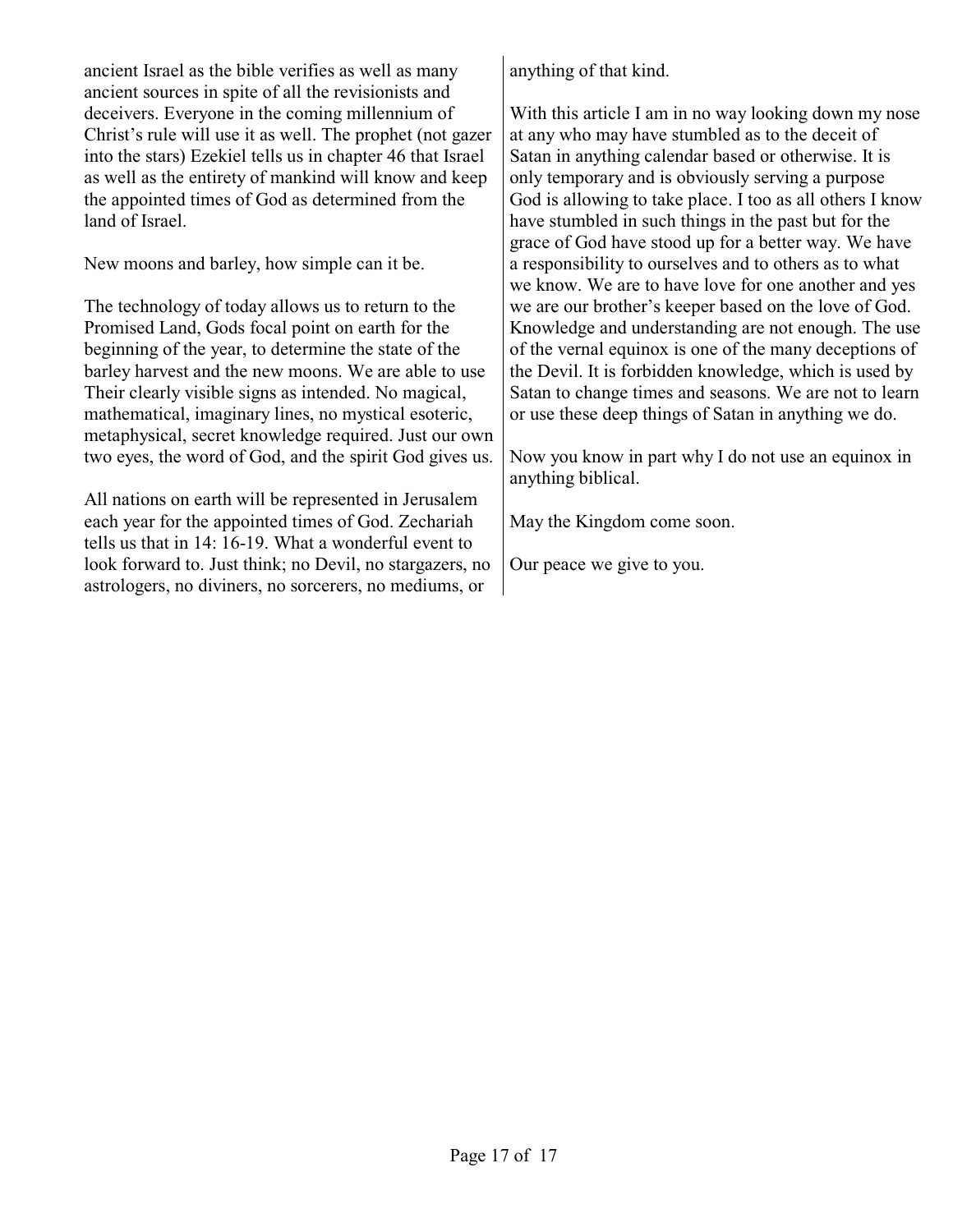ancient Israel as the bible verifies as well as many ancient sources in spite of all the revisionists and deceivers. Everyone in the coming millennium of Christ's rule will use it as well. The prophet (not gazer into the stars) Ezekiel tells us in chapter 46 that Israel as well as the entirety of mankind will know and keep the appointed times of God as determined from the land of Israel.

New moons and barley, how simple can it be.

The technology of today allows us to return to the Promised Land, Gods focal point on earth for the beginning of the year, to determine the state of the barley harvest and the new moons. We are able to use Their clearly visible signs as intended. No magical, mathematical, imaginary lines, no mystical esoteric, metaphysical, secret knowledge required. Just our own two eyes, the word of God, and the spirit God gives us.

All nations on earth will be represented in Jerusalem each year for the appointed times of God. Zechariah tells us that in 14: 16-19. What a wonderful event to look forward to. Just think; no Devil, no stargazers, no astrologers, no diviners, no sorcerers, no mediums, or anything of that kind.

With this article I am in no way looking down my nose at any who may have stumbled as to the deceit of Satan in anything calendar based or otherwise. It is only temporary and is obviously serving a purpose God is allowing to take place. I too as all others I know have stumbled in such things in the past but for the grace of God have stood up for a better way. We have a responsibility to ourselves and to others as to what we know. We are to have love for one another and yes we are our brother's keeper based on the love of God. Knowledge and understanding are not enough. The use of the vernal equinox is one of the many deceptions of the Devil. It is forbidden knowledge, which is used by Satan to change times and seasons. We are not to learn or use these deep things of Satan in anything we do.

Now you know in part why I do not use an equinox in anything biblical.

May the Kingdom come soon.

Our peace we give to you.